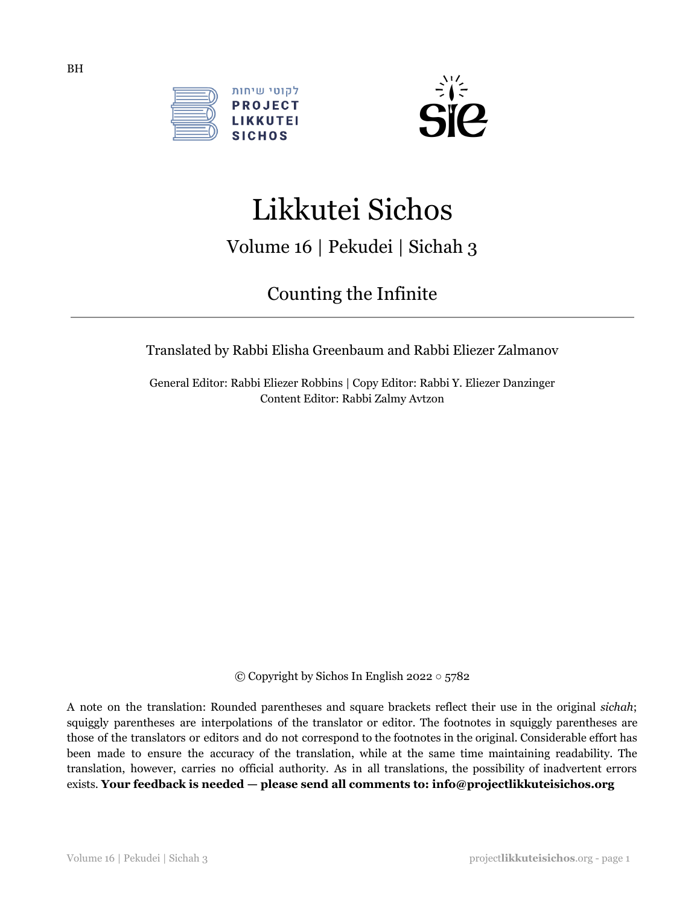BH

לקוטי שיחות
PROJECT
LIKKUTEI
SICHOS

# Likkutei Sichos

## Volume 16 | Pekudei | Sichah 3

## Counting the Infinite

---

Translated by Rabbi Elisha Greenbaum and Rabbi Eliezer Zalmanov

General Editor: Rabbi Eliezer Robbins | Copy Editor: Rabbi Y. Eliezer Danzinger
Content Editor: Rabbi Zalmy Avtzon

© Copyright by Sichos In English 2022 ○ 5782

A note on the translation: Rounded parentheses and square brackets reflect their use in the original *sichah*; squiggly parentheses are interpolations of the translator or editor. The footnotes in squiggly parentheses are those of the translators or editors and do not correspond to the footnotes in the original. Considerable effort has been made to ensure the accuracy of the translation, while at the same time maintaining readability. The translation, however, carries no official authority. As in all translations, the possibility of inadvertent errors exists. **Your feedback is needed — please send all comments to: info@projectlikkuteisichos.org**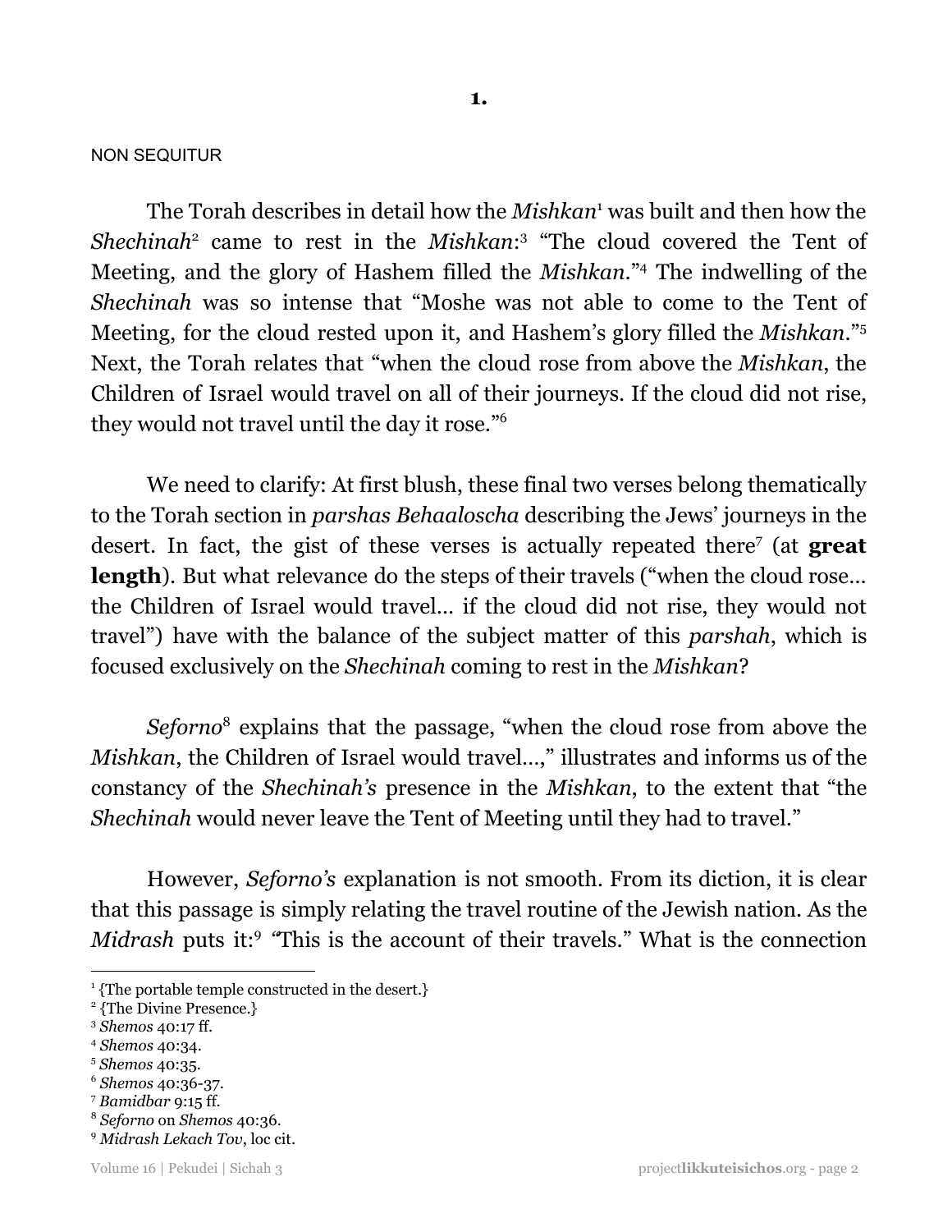**1.**

NON SEQUITUR

The Torah describes in detail how the *Mishkan*[1] was built and then how the *Shechinah*[2] came to rest in the *Mishkan*:[3] "The cloud covered the Tent of Meeting, and the glory of Hashem filled the *Mishkan*."[4] The indwelling of the *Shechinah* was so intense that "Moshe was not able to come to the Tent of Meeting, for the cloud rested upon it, and Hashem's glory filled the *Mishkan*."[5] Next, the Torah relates that "when the cloud rose from above the *Mishkan*, the Children of Israel would travel on all of their journeys. If the cloud did not rise, they would not travel until the day it rose."[6]

We need to clarify: At first blush, these final two verses belong thematically to the Torah section in *parshas Behaaloscha* describing the Jews' journeys in the desert. In fact, the gist of these verses is actually repeated there[7] (at **great length**). But what relevance do the steps of their travels ("when the cloud rose… the Children of Israel would travel… if the cloud did not rise, they would not travel") have with the balance of the subject matter of this *parshah*, which is focused exclusively on the *Shechinah* coming to rest in the *Mishkan*?

*Seforno*[8] explains that the passage, "when the cloud rose from above the *Mishkan*, the Children of Israel would travel…," illustrates and informs us of the constancy of the *Shechinah's* presence in the *Mishkan*, to the extent that "the *Shechinah* would never leave the Tent of Meeting until they had to travel."

However, *Seforno's* explanation is not smooth. From its diction, it is clear that this passage is simply relating the travel routine of the Jewish nation. As the *Midrash* puts it:[9] "This is the account of their travels." What is the connection

---

[1] {The portable temple constructed in the desert.}

[2] {The Divine Presence.}

[3] *Shemos* 40:17 ff.

[4] *Shemos* 40:34.

[5] *Shemos* 40:35.

[6] *Shemos* 40:36-37.

[7] *Bamidbar* 9:15 ff.

[8] *Seforno* on *Shemos* 40:36.

[9] *Midrash Lekach Tov*, loc cit.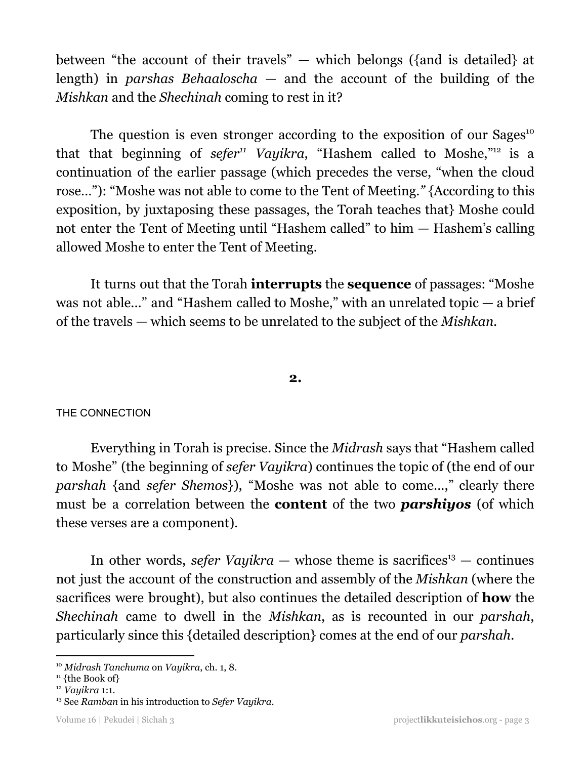between "the account of their travels" — which belongs ({and is detailed} at length) in *parshas Behaaloscha* — and the account of the building of the *Mishkan* and the *Shechinah* coming to rest in it?

The question is even stronger according to the exposition of our Sages[10] that that beginning of *sefer*[11] *Vayikra*, "Hashem called to Moshe,"[12] is a continuation of the earlier passage (which precedes the verse, "when the cloud rose…"): "Moshe was not able to come to the Tent of Meeting." {According to this exposition, by juxtaposing these passages, the Torah teaches that} Moshe could not enter the Tent of Meeting until "Hashem called" to him — Hashem's calling allowed Moshe to enter the Tent of Meeting.

It turns out that the Torah **interrupts** the **sequence** of passages: "Moshe was not able…" and "Hashem called to Moshe," with an unrelated topic — a brief of the travels — which seems to be unrelated to the subject of the *Mishkan*.

## 2.

### THE CONNECTION

Everything in Torah is precise. Since the *Midrash* says that "Hashem called to Moshe" (the beginning of *sefer Vayikra*) continues the topic of (the end of our *parshah* {and *sefer Shemos*}), "Moshe was not able to come…," clearly there must be a correlation between the **content** of the two ***parshiyos*** (of which these verses are a component).

In other words, *sefer Vayikra* — whose theme is sacrifices[13] — continues not just the account of the construction and assembly of the *Mishkan* (where the sacrifices were brought), but also continues the detailed description of **how** the *Shechinah* came to dwell in the *Mishkan*, as is recounted in our *parshah*, particularly since this {detailed description} comes at the end of our *parshah*.

---

[10] *Midrash Tanchuma* on *Vayikra*, ch. 1, 8.

[11] {the Book of}

[12] *Vayikra* 1:1.

[13] See *Ramban* in his introduction to *Sefer Vayikra*.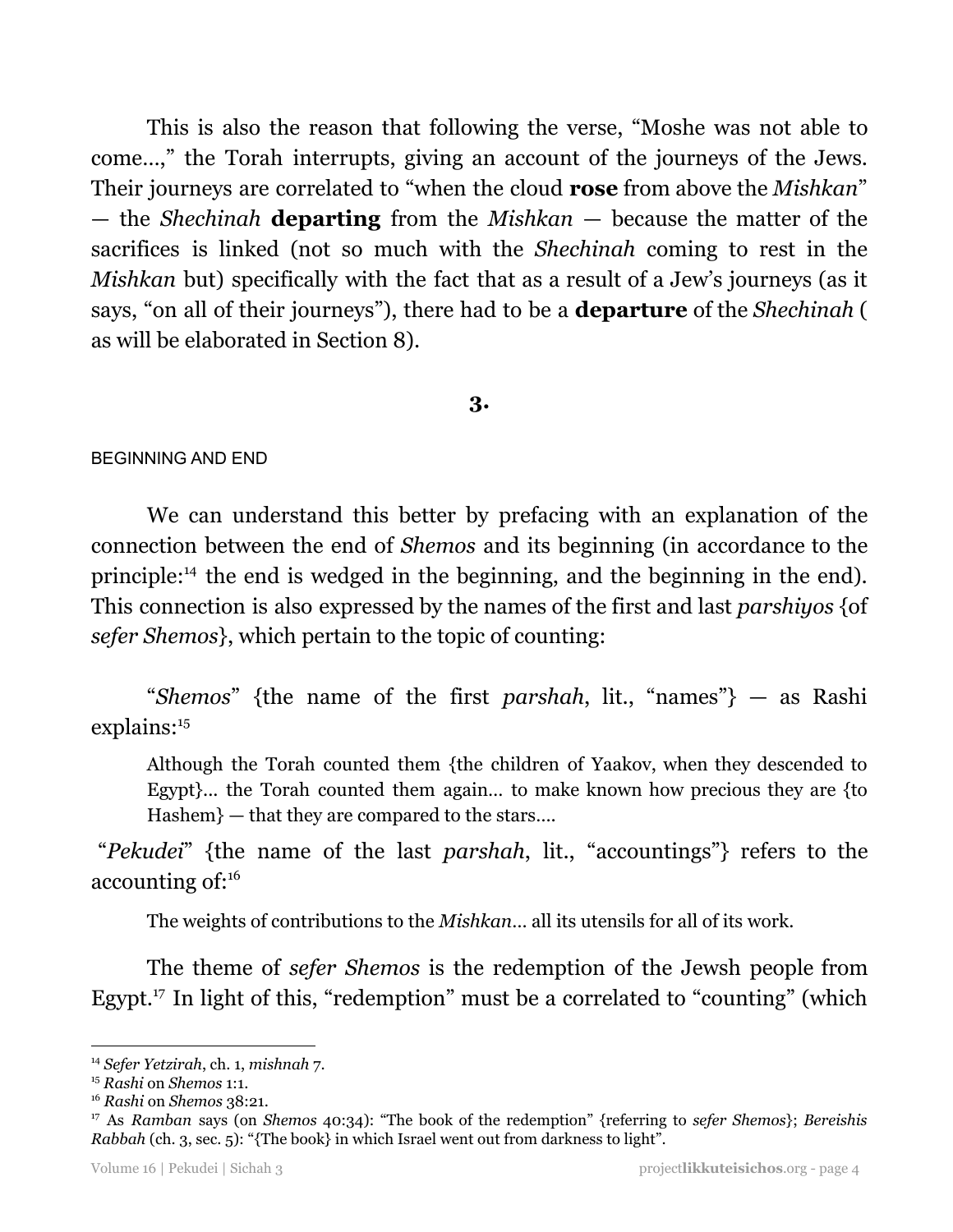This is also the reason that following the verse, "Moshe was not able to come...," the Torah interrupts, giving an account of the journeys of the Jews. Their journeys are correlated to "when the cloud **rose** from above the *Mishkan*" — the *Shechinah* **departing** from the *Mishkan* — because the matter of the sacrifices is linked (not so much with the *Shechinah* coming to rest in the *Mishkan* but) specifically with the fact that as a result of a Jew's journeys (as it says, "on all of their journeys"), there had to be a **departure** of the *Shechinah* ( as will be elaborated in Section 8).

## 3.

BEGINNING AND END

We can understand this better by prefacing with an explanation of the connection between the end of *Shemos* and its beginning (in accordance to the principle:[14] the end is wedged in the beginning, and the beginning in the end). This connection is also expressed by the names of the first and last *parshiyos* {of *sefer Shemos*}, which pertain to the topic of counting:

"*Shemos*" {the name of the first *parshah*, lit., "names"} — as Rashi explains:[15]

> Although the Torah counted them {the children of Yaakov, when they descended to Egypt}... the Torah counted them again... to make known how precious they are {to Hashem} — that they are compared to the stars....

"*Pekudei*" {the name of the last *parshah*, lit., "accountings"} refers to the accounting of:[16]

> The weights of contributions to the *Mishkan*... all its utensils for all of its work.

The theme of *sefer Shemos* is the redemption of the Jewsh people from Egypt.[17] In light of this, "redemption" must be a correlated to "counting" (which

---

[14] *Sefer Yetzirah*, ch. 1, *mishnah* 7.

[15] *Rashi* on *Shemos* 1:1.

[16] *Rashi* on *Shemos* 38:21.

[17] As *Ramban* says (on *Shemos* 40:34): "The book of the redemption" {referring to *sefer Shemos*}; *Bereishis Rabbah* (ch. 3, sec. 5): "{The book} in which Israel went out from darkness to light".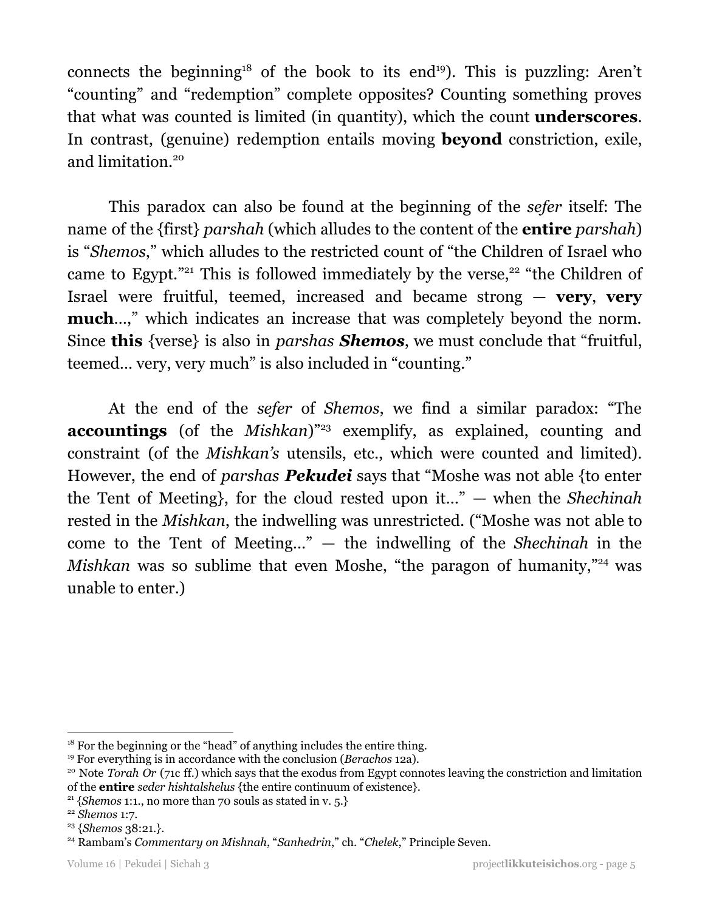connects the beginning[18] of the book to its end[19]). This is puzzling: Aren't "counting" and "redemption" complete opposites? Counting something proves that what was counted is limited (in quantity), which the count **underscores**. In contrast, (genuine) redemption entails moving **beyond** constriction, exile, and limitation.[20]

This paradox can also be found at the beginning of the *sefer* itself: The name of the {first} *parshah* (which alludes to the content of the **entire** *parshah*) is "*Shemos*," which alludes to the restricted count of "the Children of Israel who came to Egypt."[21] This is followed immediately by the verse,[22] "the Children of Israel were fruitful, teemed, increased and became strong — **very**, **very much**…," which indicates an increase that was completely beyond the norm. Since **this** {verse} is also in *parshas* ***Shemos***, we must conclude that "fruitful, teemed… very, very much" is also included in "counting."

At the end of the *sefer* of *Shemos*, we find a similar paradox: "The **accountings** (of the *Mishkan*)"[23] exemplify, as explained, counting and constraint (of the *Mishkan's* utensils, etc., which were counted and limited). However, the end of *parshas* ***Pekudei*** says that "Moshe was not able {to enter the Tent of Meeting}, for the cloud rested upon it…" — when the *Shechinah* rested in the *Mishkan*, the indwelling was unrestricted. ("Moshe was not able to come to the Tent of Meeting…" — the indwelling of the *Shechinah* in the *Mishkan* was so sublime that even Moshe, "the paragon of humanity,"[24] was unable to enter.)

---

[18] For the beginning or the "head" of anything includes the entire thing.

[19] For everything is in accordance with the conclusion (*Berachos* 12a).

[20] Note *Torah Or* (71c ff.) which says that the exodus from Egypt connotes leaving the constriction and limitation of the **entire** *seder hishtalshelus* {the entire continuum of existence}.

[21] {*Shemos* 1:1., no more than 70 souls as stated in v. 5.}

[22] *Shemos* 1:7.

[23] {*Shemos* 38:21.}.

[24] Rambam's *Commentary on Mishnah*, "*Sanhedrin*," ch. "*Chelek*," Principle Seven.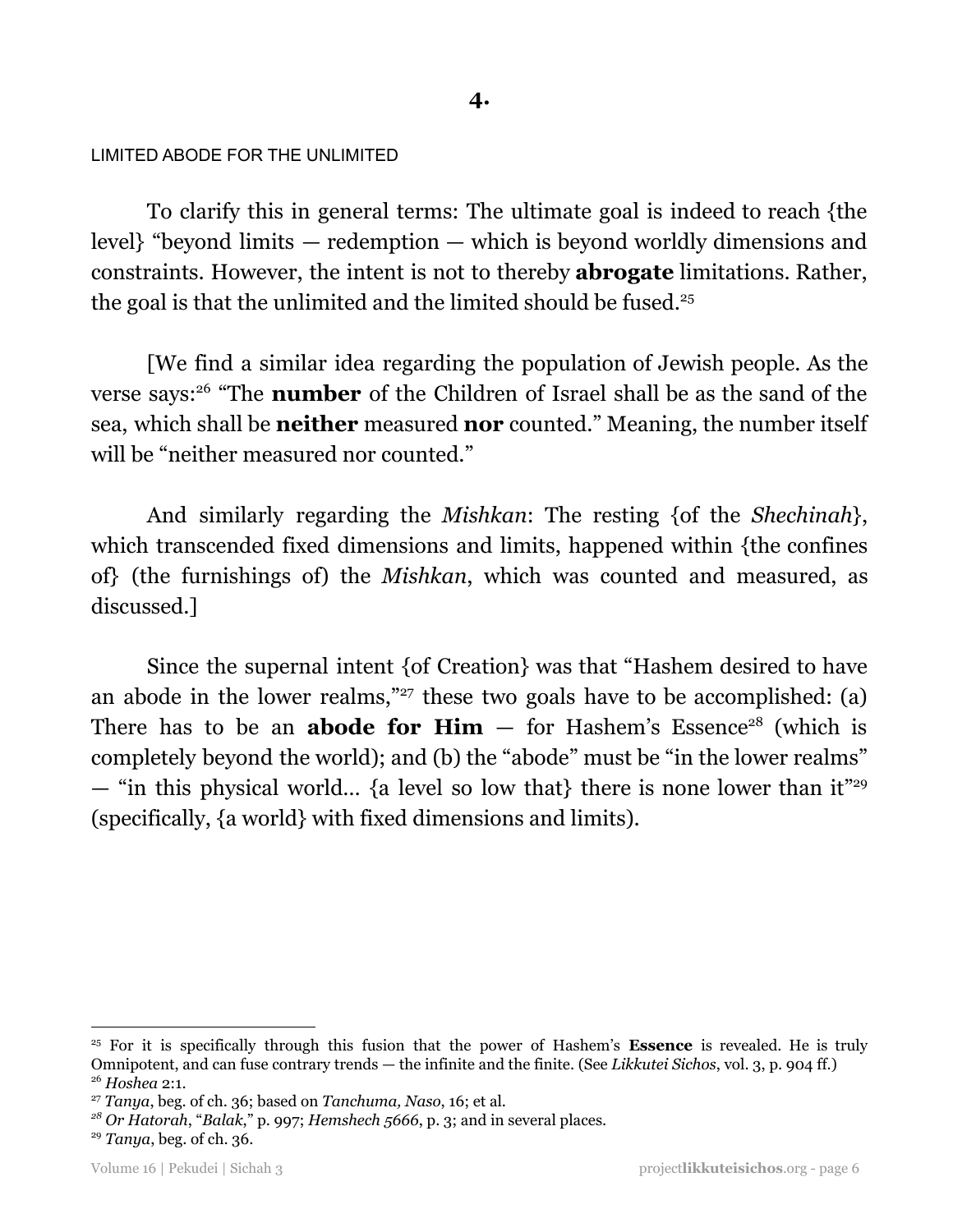## 4.

LIMITED ABODE FOR THE UNLIMITED

To clarify this in general terms: The ultimate goal is indeed to reach {the level} "beyond limits — redemption — which is beyond worldly dimensions and constraints. However, the intent is not to thereby **abrogate** limitations. Rather, the goal is that the unlimited and the limited should be fused.[25]

[We find a similar idea regarding the population of Jewish people. As the verse says:[26] "The **number** of the Children of Israel shall be as the sand of the sea, which shall be **neither** measured **nor** counted." Meaning, the number itself will be "neither measured nor counted."

And similarly regarding the *Mishkan*: The resting {of the *Shechinah*}, which transcended fixed dimensions and limits, happened within {the confines of} (the furnishings of) the *Mishkan*, which was counted and measured, as discussed.]

Since the supernal intent {of Creation} was that "Hashem desired to have an abode in the lower realms,"[27] these two goals have to be accomplished: (a) There has to be an **abode for Him** — for Hashem's Essence[28] (which is completely beyond the world); and (b) the "abode" must be "in the lower realms" — "in this physical world… {a level so low that} there is none lower than it"[29] (specifically, {a world} with fixed dimensions and limits).

---

[25] For it is specifically through this fusion that the power of Hashem's **Essence** is revealed. He is truly Omnipotent, and can fuse contrary trends — the infinite and the finite. (See *Likkutei Sichos*, vol. 3, p. 904 ff.)

[26] *Hoshea* 2:1.

[27] *Tanya*, beg. of ch. 36; based on *Tanchuma, Naso*, 16; et al.

[28] *Or Hatorah*, "*Balak*," p. 997; *Hemshech 5666*, p. 3; and in several places.

[29] *Tanya*, beg. of ch. 36.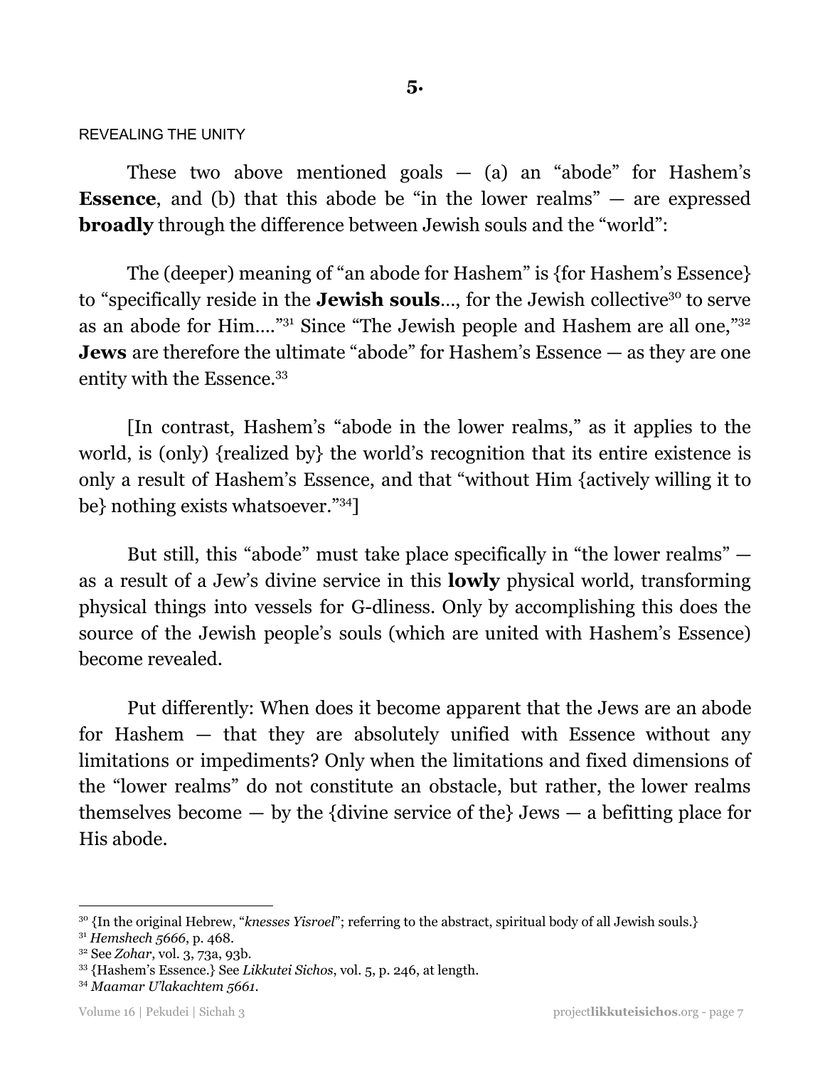**5.**

REVEALING THE UNITY

These two above mentioned goals — (a) an "abode" for Hashem's **Essence**, and (b) that this abode be "in the lower realms" — are expressed **broadly** through the difference between Jewish souls and the "world":

The (deeper) meaning of "an abode for Hashem" is {for Hashem's Essence} to "specifically reside in the **Jewish souls**..., for the Jewish collective[30] to serve as an abode for Him...."[31] Since "The Jewish people and Hashem are all one,"[32] **Jews** are therefore the ultimate "abode" for Hashem's Essence — as they are one entity with the Essence.[33]

[In contrast, Hashem's "abode in the lower realms," as it applies to the world, is (only) {realized by} the world's recognition that its entire existence is only a result of Hashem's Essence, and that "without Him {actively willing it to be} nothing exists whatsoever."[34]]

But still, this "abode" must take place specifically in "the lower realms" — as a result of a Jew's divine service in this **lowly** physical world, transforming physical things into vessels for G-dliness. Only by accomplishing this does the source of the Jewish people's souls (which are united with Hashem's Essence) become revealed.

Put differently: When does it become apparent that the Jews are an abode for Hashem — that they are absolutely unified with Essence without any limitations or impediments? Only when the limitations and fixed dimensions of the "lower realms" do not constitute an obstacle, but rather, the lower realms themselves become — by the {divine service of the} Jews — a befitting place for His abode.

---

[30] {In the original Hebrew, "*knesses Yisroel*"; referring to the abstract, spiritual body of all Jewish souls.}

[31] *Hemshech 5666*, p. 468.

[32] See *Zohar*, vol. 3, 73a, 93b.

[33] {Hashem's Essence.} See *Likkutei Sichos*, vol. 5, p. 246, at length.

[34] *Maamar U'lakachtem 5661*.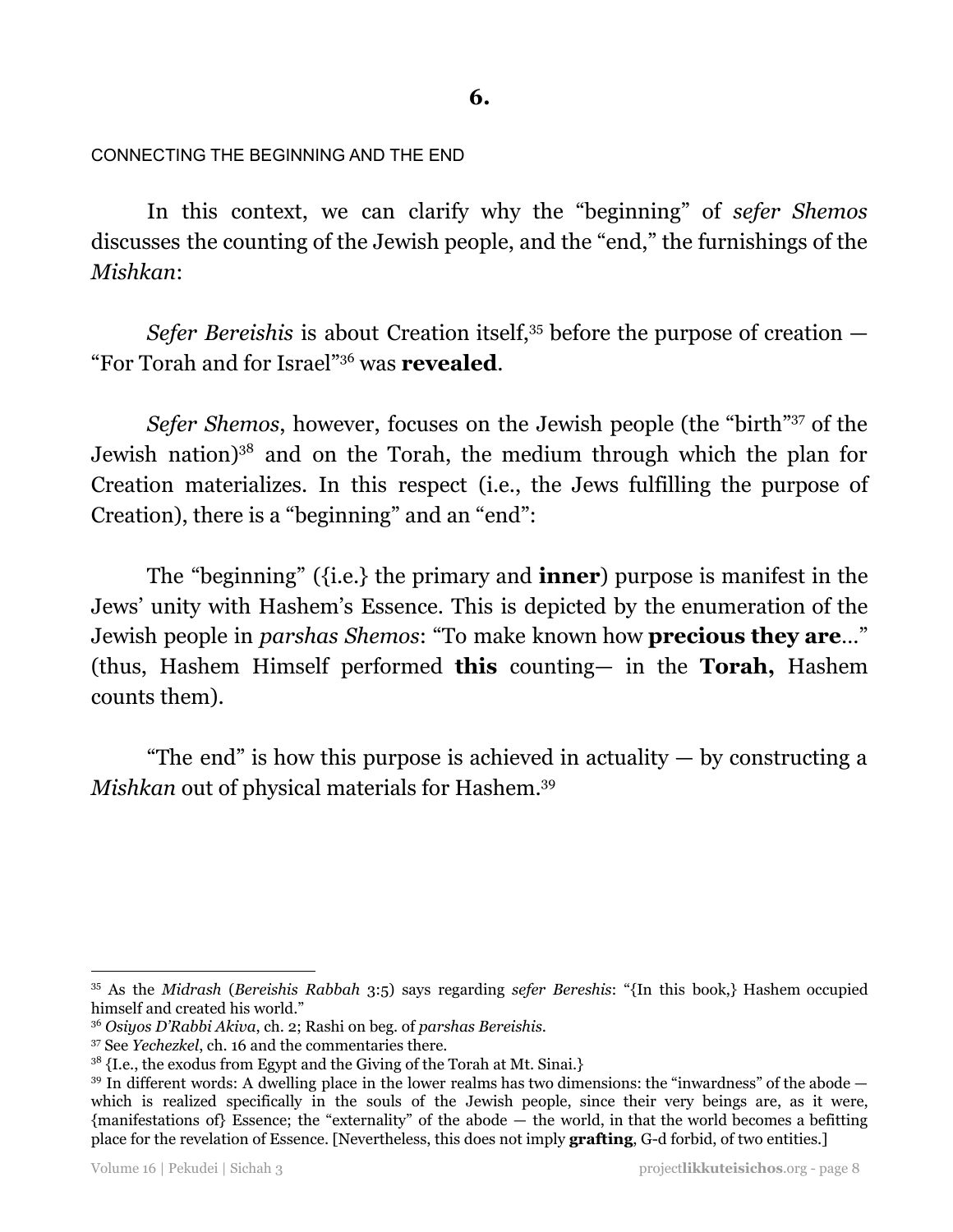## 6.

CONNECTING THE BEGINNING AND THE END

In this context, we can clarify why the "beginning" of *sefer Shemos* discusses the counting of the Jewish people, and the "end," the furnishings of the *Mishkan*:

*Sefer Bereishis* is about Creation itself,[35] before the purpose of creation — "For Torah and for Israel"[36] was **revealed**.

*Sefer Shemos*, however, focuses on the Jewish people (the "birth"[37] of the Jewish nation)[38] and on the Torah, the medium through which the plan for Creation materializes. In this respect (i.e., the Jews fulfilling the purpose of Creation), there is a "beginning" and an "end":

The "beginning" ({i.e.} the primary and **inner**) purpose is manifest in the Jews' unity with Hashem's Essence. This is depicted by the enumeration of the Jewish people in *parshas Shemos*: "To make known how **precious they are**…" (thus, Hashem Himself performed **this** counting— in the **Torah,** Hashem counts them).

"The end" is how this purpose is achieved in actuality — by constructing a *Mishkan* out of physical materials for Hashem.[39]

---

[35] As the *Midrash* (*Bereishis Rabbah* 3:5) says regarding *sefer Bereshis*: "{In this book,} Hashem occupied himself and created his world."

[36] *Osiyos D'Rabbi Akiva*, ch. 2; Rashi on beg. of *parshas Bereishis*.

[37] See *Yechezkel*, ch. 16 and the commentaries there.

[38] {I.e., the exodus from Egypt and the Giving of the Torah at Mt. Sinai.}

[39] In different words: A dwelling place in the lower realms has two dimensions: the "inwardness" of the abode — which is realized specifically in the souls of the Jewish people, since their very beings are, as it were, {manifestations of} Essence; the "externality" of the abode — the world, in that the world becomes a befitting place for the revelation of Essence. [Nevertheless, this does not imply **grafting**, G-d forbid, of two entities.]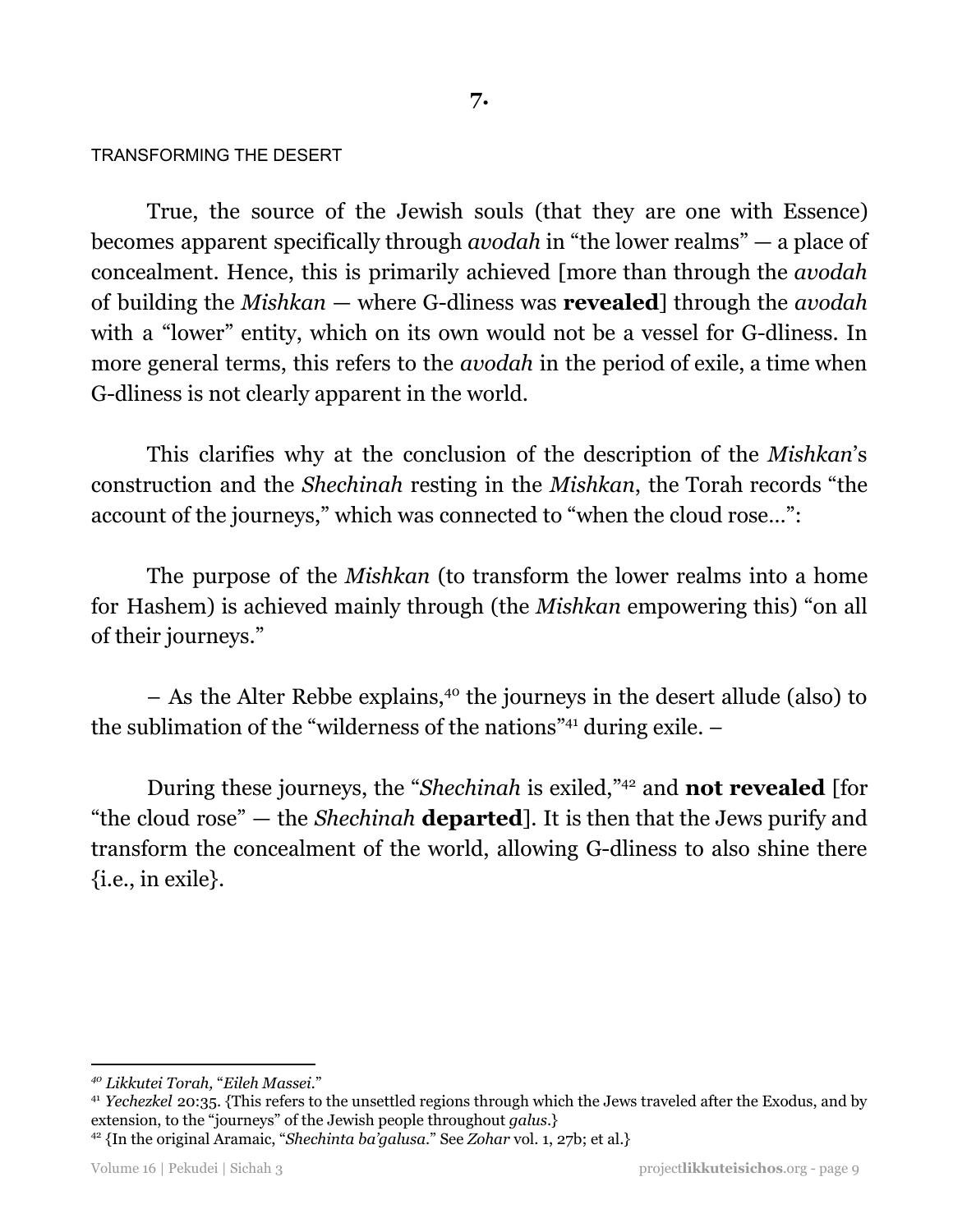## 7.

TRANSFORMING THE DESERT

True, the source of the Jewish souls (that they are one with Essence) becomes apparent specifically through *avodah* in "the lower realms" — a place of concealment. Hence, this is primarily achieved [more than through the *avodah* of building the *Mishkan* — where G-dliness was **revealed**] through the *avodah* with a "lower" entity, which on its own would not be a vessel for G-dliness. In more general terms, this refers to the *avodah* in the period of exile, a time when G-dliness is not clearly apparent in the world.

This clarifies why at the conclusion of the description of the *Mishkan*'s construction and the *Shechinah* resting in the *Mishkan*, the Torah records "the account of the journeys," which was connected to "when the cloud rose…":

The purpose of the *Mishkan* (to transform the lower realms into a home for Hashem) is achieved mainly through (the *Mishkan* empowering this) "on all of their journeys."

– As the Alter Rebbe explains,[40] the journeys in the desert allude (also) to the sublimation of the "wilderness of the nations"[41] during exile. –

During these journeys, the "*Shechinah* is exiled,"[42] and **not revealed** [for "the cloud rose" — the *Shechinah* **departed**]. It is then that the Jews purify and transform the concealment of the world, allowing G-dliness to also shine there {i.e., in exile}.

---

[40] *Likkutei Torah,* "*Eileh Massei.*"

[41] *Yechezkel* 20:35. {This refers to the unsettled regions through which the Jews traveled after the Exodus, and by extension, to the "journeys" of the Jewish people throughout *galus*.}

[42] {In the original Aramaic, "*Shechinta ba'galusa.*" See *Zohar* vol. 1, 27b; et al.}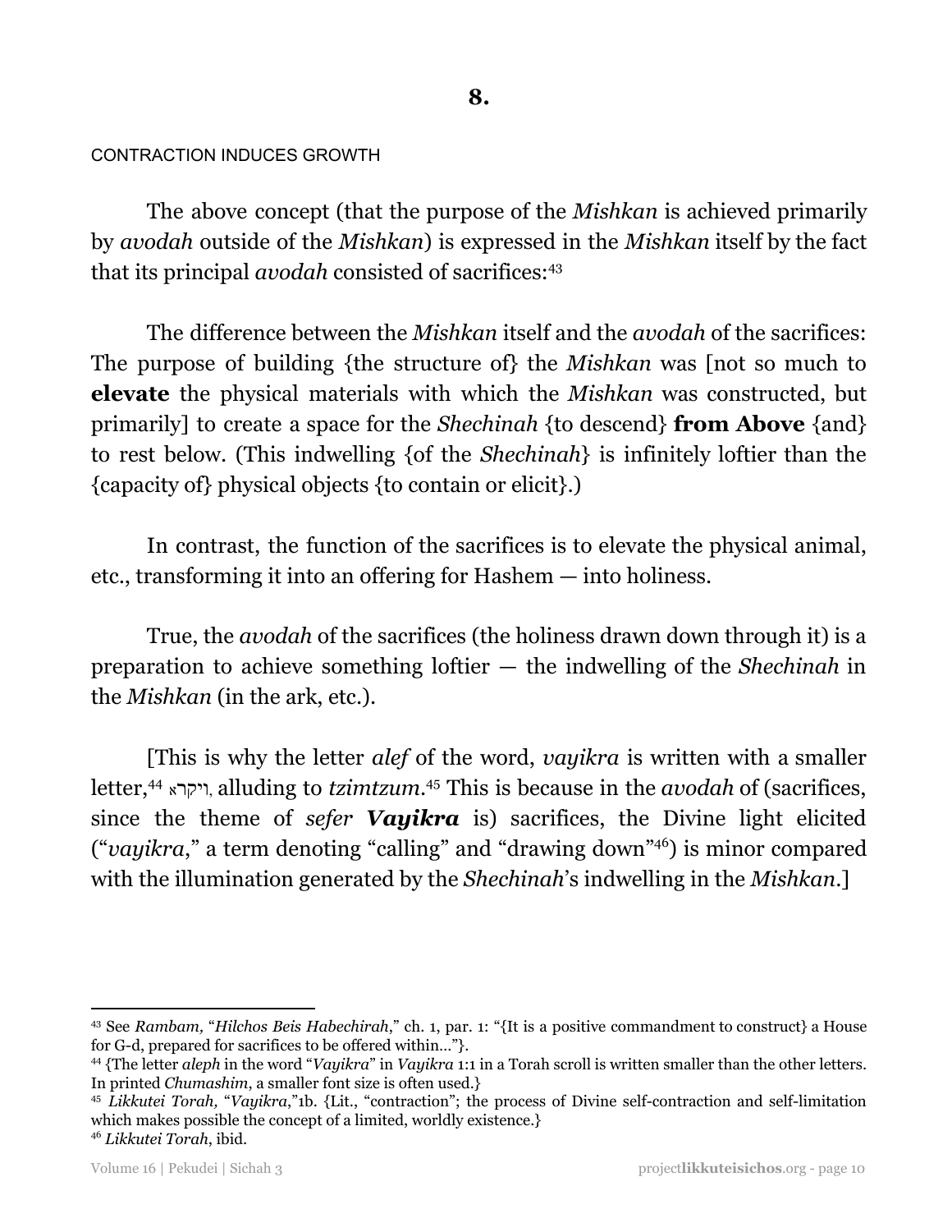**8.**

CONTRACTION INDUCES GROWTH

The above concept (that the purpose of the *Mishkan* is achieved primarily by *avodah* outside of the *Mishkan*) is expressed in the *Mishkan* itself by the fact that its principal *avodah* consisted of sacrifices:[43]

The difference between the *Mishkan* itself and the *avodah* of the sacrifices: The purpose of building {the structure of} the *Mishkan* was [not so much to **elevate** the physical materials with which the *Mishkan* was constructed, but primarily] to create a space for the *Shechinah* {to descend} **from Above** {and} to rest below. (This indwelling {of the *Shechinah*} is infinitely loftier than the {capacity of} physical objects {to contain or elicit}.)

In contrast, the function of the sacrifices is to elevate the physical animal, etc., transforming it into an offering for Hashem — into holiness.

True, the *avodah* of the sacrifices (the holiness drawn down through it) is a preparation to achieve something loftier — the indwelling of the *Shechinah* in the *Mishkan* (in the ark, etc.).

[This is why the letter *alef* of the word, *vayikra* is written with a smaller letter,[44] ויקרא, alluding to *tzimtzum*.[45] This is because in the *avodah* of (sacrifices, since the theme of *sefer* ***Vayikra*** is) sacrifices, the Divine light elicited ("*vayikra*," a term denoting "calling" and "drawing down"[46]) is minor compared with the illumination generated by the *Shechinah*'s indwelling in the *Mishkan*.]

---

[43] See *Rambam,* "*Hilchos Beis Habechirah*," ch. 1, par. 1: "{It is a positive commandment to construct} a House for G-d, prepared for sacrifices to be offered within..."}.

[44] {The letter *aleph* in the word "*Vayikra*" in *Vayikra* 1:1 in a Torah scroll is written smaller than the other letters. In printed *Chumashim*, a smaller font size is often used.}

[45] *Likkutei Torah,* "*Vayikra*,"1b. {Lit., "contraction"; the process of Divine self-contraction and self-limitation which makes possible the concept of a limited, worldly existence.}

[46] *Likkutei Torah*, ibid.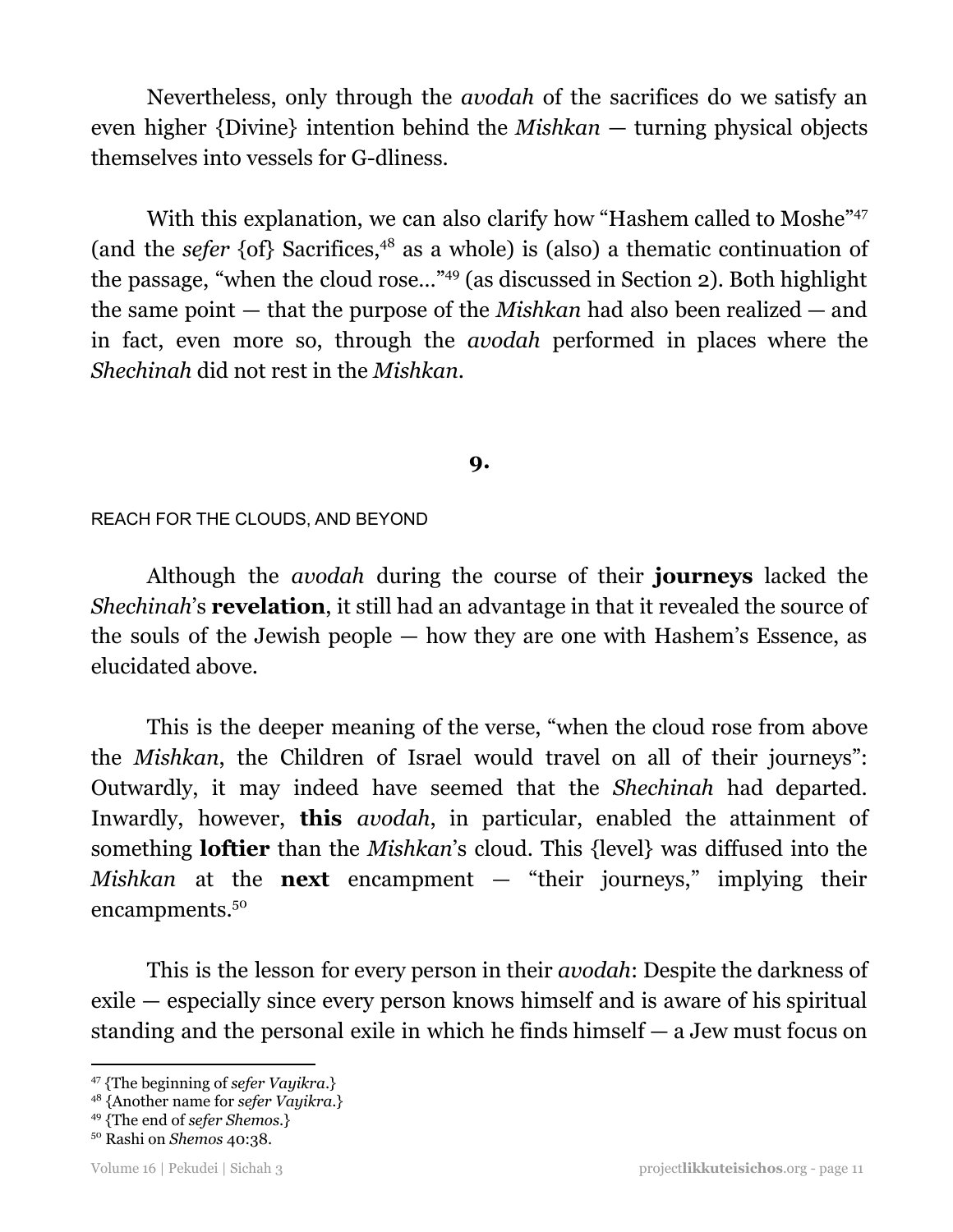Nevertheless, only through the *avodah* of the sacrifices do we satisfy an even higher {Divine} intention behind the *Mishkan* — turning physical objects themselves into vessels for G-dliness.

With this explanation, we can also clarify how "Hashem called to Moshe"[47] (and the *sefer* {of} Sacrifices,[48] as a whole) is (also) a thematic continuation of the passage, "when the cloud rose…"[49] (as discussed in Section 2). Both highlight the same point — that the purpose of the *Mishkan* had also been realized — and in fact, even more so, through the *avodah* performed in places where the *Shechinah* did not rest in the *Mishkan*.

**9.**

REACH FOR THE CLOUDS, AND BEYOND

Although the *avodah* during the course of their **journeys** lacked the *Shechinah*'s **revelation**, it still had an advantage in that it revealed the source of the souls of the Jewish people — how they are one with Hashem's Essence, as elucidated above.

This is the deeper meaning of the verse, "when the cloud rose from above the *Mishkan*, the Children of Israel would travel on all of their journeys": Outwardly, it may indeed have seemed that the *Shechinah* had departed. Inwardly, however, **this** *avodah*, in particular, enabled the attainment of something **loftier** than the *Mishkan*'s cloud. This {level} was diffused into the *Mishkan* at the **next** encampment — "their journeys," implying their encampments.[50]

This is the lesson for every person in their *avodah*: Despite the darkness of exile — especially since every person knows himself and is aware of his spiritual standing and the personal exile in which he finds himself — a Jew must focus on

---

[47] {The beginning of *sefer Vayikra*.}

[48] {Another name for *sefer Vayikra*.}

[49] {The end of *sefer Shemos*.}

[50] Rashi on *Shemos* 40:38.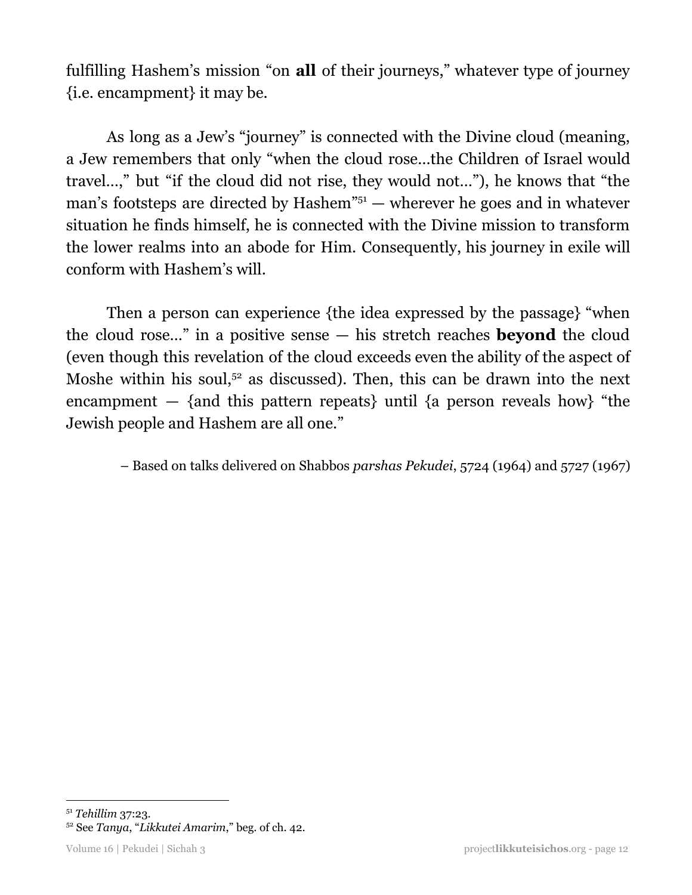fulfilling Hashem's mission "on **all** of their journeys," whatever type of journey {i.e. encampment} it may be.

As long as a Jew's "journey" is connected with the Divine cloud (meaning, a Jew remembers that only "when the cloud rose…the Children of Israel would travel…," but "if the cloud did not rise, they would not…"), he knows that "the man's footsteps are directed by Hashem"[51] — wherever he goes and in whatever situation he finds himself, he is connected with the Divine mission to transform the lower realms into an abode for Him. Consequently, his journey in exile will conform with Hashem's will.

Then a person can experience {the idea expressed by the passage} "when the cloud rose…" in a positive sense — his stretch reaches **beyond** the cloud (even though this revelation of the cloud exceeds even the ability of the aspect of Moshe within his soul,[52] as discussed). Then, this can be drawn into the next encampment — {and this pattern repeats} until {a person reveals how} "the Jewish people and Hashem are all one."

– Based on talks delivered on Shabbos *parshas Pekudei*, 5724 (1964) and 5727 (1967)

---

[51] *Tehillim* 37:23.

[52] See *Tanya*, "*Likkutei Amarim*," beg. of ch. 42.